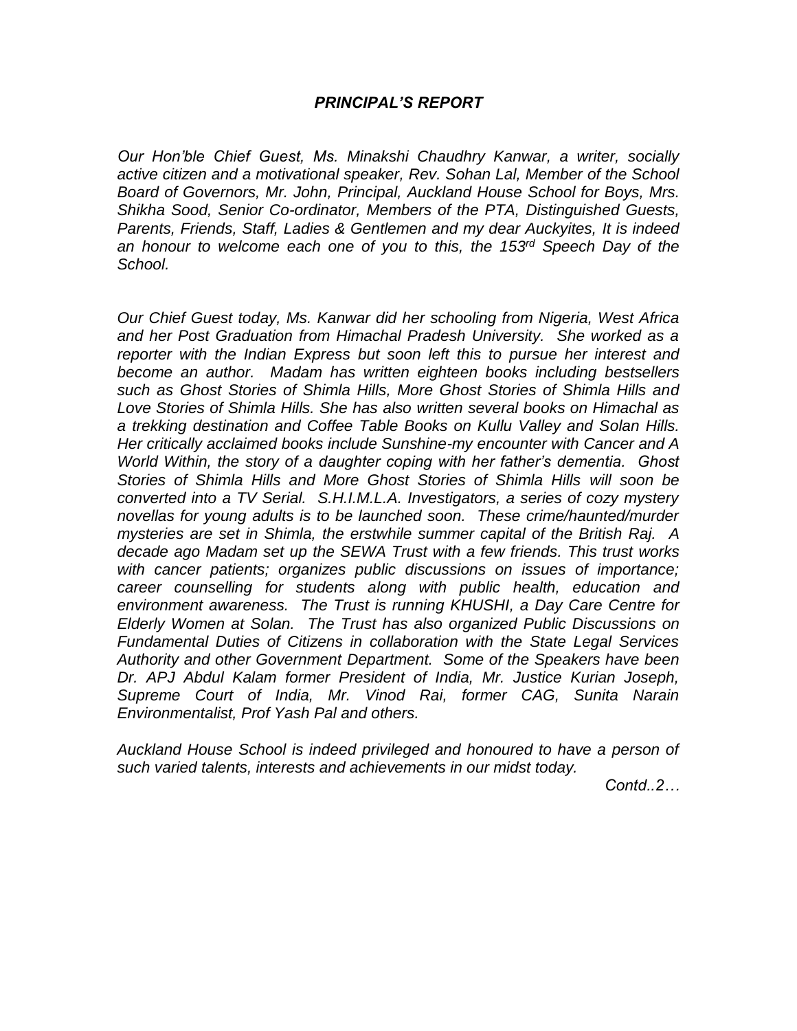# *PRINCIPAL'S REPORT*

*Our Hon'ble Chief Guest, Ms. Minakshi Chaudhry Kanwar, a writer, socially active citizen and a motivational speaker, Rev. Sohan Lal, Member of the School Board of Governors, Mr. John, Principal, Auckland House School for Boys, Mrs. Shikha Sood, Senior Co-ordinator, Members of the PTA, Distinguished Guests, Parents, Friends, Staff, Ladies & Gentlemen and my dear Auckyites, It is indeed an honour to welcome each one of you to this, the 153rd Speech Day of the School.*

*Our Chief Guest today, Ms. Kanwar did her schooling from Nigeria, West Africa and her Post Graduation from Himachal Pradesh University. She worked as a reporter with the Indian Express but soon left this to pursue her interest and become an author. Madam has written eighteen books including bestsellers such as Ghost Stories of Shimla Hills, More Ghost Stories of Shimla Hills and Love Stories of Shimla Hills. She has also written several books on Himachal as a trekking destination and Coffee Table Books on Kullu Valley and Solan Hills. Her critically acclaimed books include Sunshine-my encounter with Cancer and A World Within, the story of a daughter coping with her father's dementia. Ghost Stories of Shimla Hills and More Ghost Stories of Shimla Hills will soon be converted into a TV Serial. S.H.I.M.L.A. Investigators, a series of cozy mystery novellas for young adults is to be launched soon. These crime/haunted/murder mysteries are set in Shimla, the erstwhile summer capital of the British Raj. A decade ago Madam set up the SEWA Trust with a few friends. This trust works with cancer patients; organizes public discussions on issues of importance; career counselling for students along with public health, education and environment awareness. The Trust is running KHUSHI, a Day Care Centre for Elderly Women at Solan. The Trust has also organized Public Discussions on Fundamental Duties of Citizens in collaboration with the State Legal Services Authority and other Government Department. Some of the Speakers have been Dr. APJ Abdul Kalam former President of India, Mr. Justice Kurian Joseph, Supreme Court of India, Mr. Vinod Rai, former CAG, Sunita Narain Environmentalist, Prof Yash Pal and others.*

*Auckland House School is indeed privileged and honoured to have a person of such varied talents, interests and achievements in our midst today.*

*Contd..2…*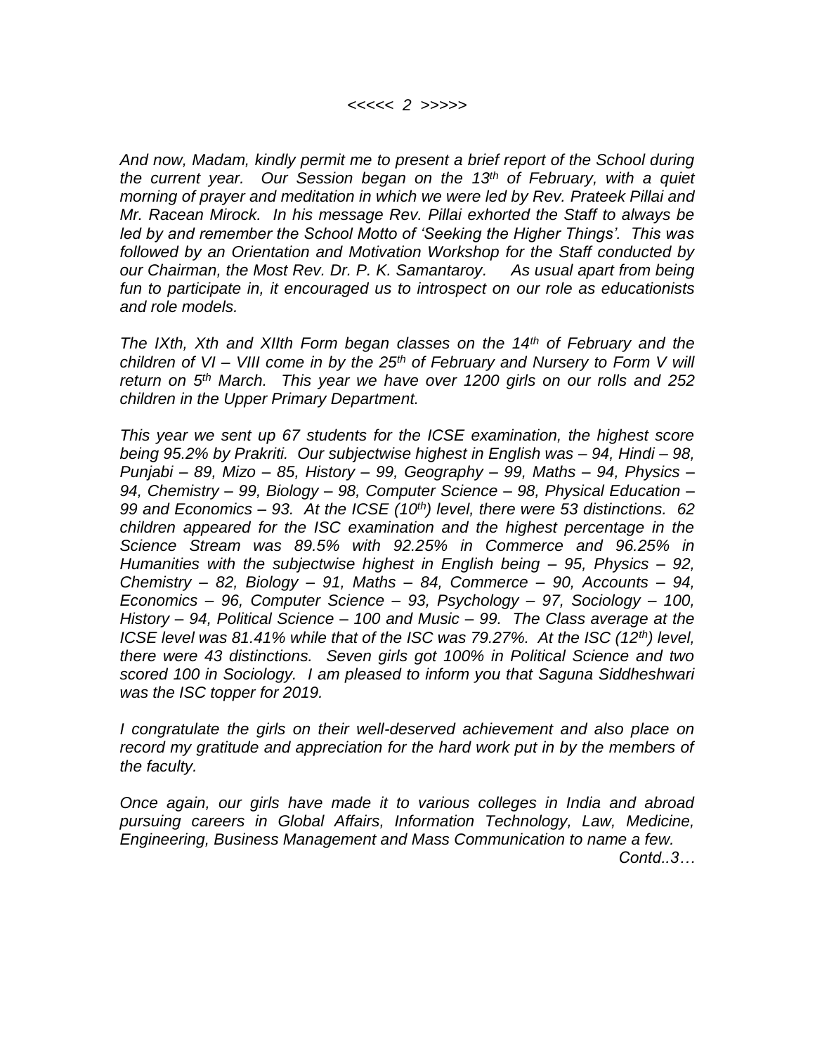*And now, Madam, kindly permit me to present a brief report of the School during the current year. Our Session began on the 13th of February, with a quiet morning of prayer and meditation in which we were led by Rev. Prateek Pillai and Mr. Racean Mirock. In his message Rev. Pillai exhorted the Staff to always be led by and remember the School Motto of 'Seeking the Higher Things'. This was followed by an Orientation and Motivation Workshop for the Staff conducted by our Chairman, the Most Rev. Dr. P. K. Samantaroy. As usual apart from being fun to participate in, it encouraged us to introspect on our role as educationists and role models.*

*The IXth, Xth and XIIth Form began classes on the 14th of February and the children of VI – VIII come in by the 25th of February and Nursery to Form V will return on 5th March. This year we have over 1200 girls on our rolls and 252 children in the Upper Primary Department.*

*This year we sent up 67 students for the ICSE examination, the highest score being 95.2% by Prakriti. Our subjectwise highest in English was – 94, Hindi – 98, Punjabi – 89, Mizo – 85, History – 99, Geography – 99, Maths – 94, Physics – 94, Chemistry – 99, Biology – 98, Computer Science – 98, Physical Education – 99 and Economics – 93. At the ICSE (10th) level, there were 53 distinctions. 62 children appeared for the ISC examination and the highest percentage in the Science Stream was 89.5% with 92.25% in Commerce and 96.25% in Humanities with the subjectwise highest in English being – 95, Physics – 92, Chemistry – 82, Biology – 91, Maths – 84, Commerce – 90, Accounts – 94, Economics – 96, Computer Science – 93, Psychology – 97, Sociology – 100, History – 94, Political Science – 100 and Music – 99. The Class average at the ICSE level was 81.41% while that of the ISC was 79.27%. At the ISC (12th) level, there were 43 distinctions. Seven girls got 100% in Political Science and two scored 100 in Sociology. I am pleased to inform you that Saguna Siddheshwari was the ISC topper for 2019.*

*I congratulate the girls on their well-deserved achievement and also place on record my gratitude and appreciation for the hard work put in by the members of the faculty.*

*Once again, our girls have made it to various colleges in India and abroad pursuing careers in Global Affairs, Information Technology, Law, Medicine, Engineering, Business Management and Mass Communication to name a few.*

*Contd..3…*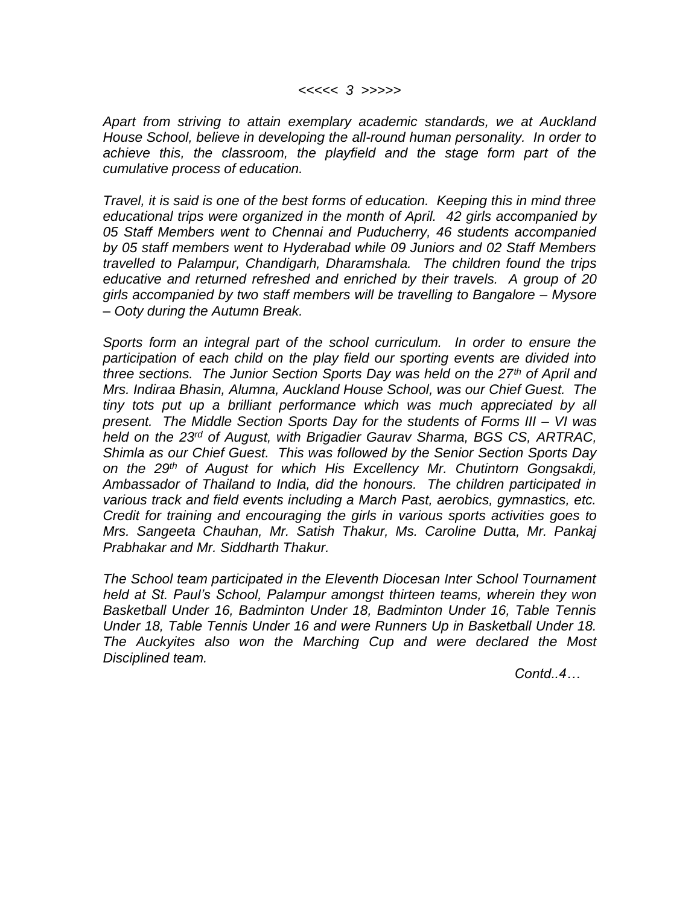*Apart from striving to attain exemplary academic standards, we at Auckland House School, believe in developing the all-round human personality. In order to achieve this, the classroom, the playfield and the stage form part of the cumulative process of education.*

*Travel, it is said is one of the best forms of education. Keeping this in mind three educational trips were organized in the month of April. 42 girls accompanied by 05 Staff Members went to Chennai and Puducherry, 46 students accompanied by 05 staff members went to Hyderabad while 09 Juniors and 02 Staff Members travelled to Palampur, Chandigarh, Dharamshala. The children found the trips educative and returned refreshed and enriched by their travels. A group of 20 girls accompanied by two staff members will be travelling to Bangalore – Mysore – Ooty during the Autumn Break.*

*Sports form an integral part of the school curriculum. In order to ensure the participation of each child on the play field our sporting events are divided into three sections. The Junior Section Sports Day was held on the 27th of April and Mrs. Indiraa Bhasin, Alumna, Auckland House School, was our Chief Guest. The tiny tots put up a brilliant performance which was much appreciated by all present. The Middle Section Sports Day for the students of Forms III – VI was held on the 23rd of August, with Brigadier Gaurav Sharma, BGS CS, ARTRAC, Shimla as our Chief Guest. This was followed by the Senior Section Sports Day on the 29th of August for which His Excellency Mr. Chutintorn Gongsakdi, Ambassador of Thailand to India, did the honours. The children participated in various track and field events including a March Past, aerobics, gymnastics, etc. Credit for training and encouraging the girls in various sports activities goes to Mrs. Sangeeta Chauhan, Mr. Satish Thakur, Ms. Caroline Dutta, Mr. Pankaj Prabhakar and Mr. Siddharth Thakur.*

*The School team participated in the Eleventh Diocesan Inter School Tournament held at St. Paul's School, Palampur amongst thirteen teams, wherein they won Basketball Under 16, Badminton Under 18, Badminton Under 16, Table Tennis Under 18, Table Tennis Under 16 and were Runners Up in Basketball Under 18. The Auckyites also won the Marching Cup and were declared the Most Disciplined team.*

*Contd..4…*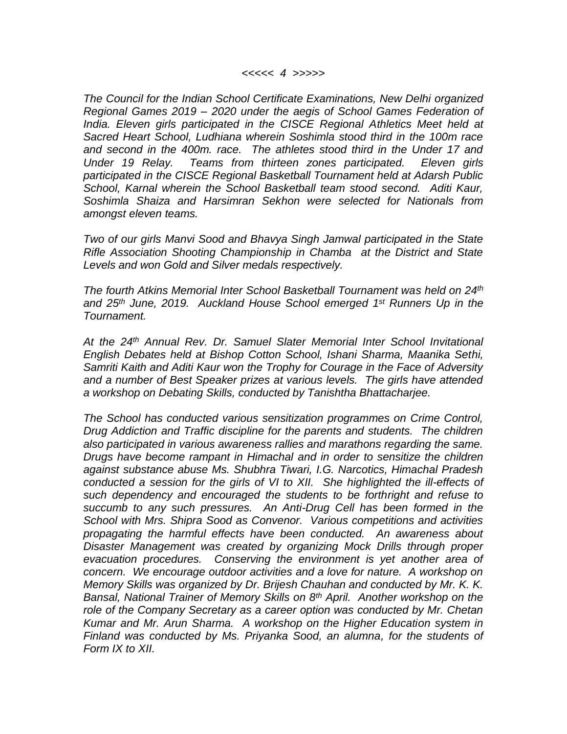*The Council for the Indian School Certificate Examinations, New Delhi organized Regional Games 2019 – 2020 under the aegis of School Games Federation of India. Eleven girls participated in the CISCE Regional Athletics Meet held at Sacred Heart School, Ludhiana wherein Soshimla stood third in the 100m race and second in the 400m. race. The athletes stood third in the Under 17 and Under 19 Relay. Teams from thirteen zones participated. Eleven girls participated in the CISCE Regional Basketball Tournament held at Adarsh Public School, Karnal wherein the School Basketball team stood second. Aditi Kaur, Soshimla Shaiza and Harsimran Sekhon were selected for Nationals from amongst eleven teams.*

*Two of our girls Manvi Sood and Bhavya Singh Jamwal participated in the State Rifle Association Shooting Championship in Chamba at the District and State Levels and won Gold and Silver medals respectively.*

*The fourth Atkins Memorial Inter School Basketball Tournament was held on 24th and 25th June, 2019. Auckland House School emerged 1st Runners Up in the Tournament.*

*At the 24th Annual Rev. Dr. Samuel Slater Memorial Inter School Invitational English Debates held at Bishop Cotton School, Ishani Sharma, Maanika Sethi, Samriti Kaith and Aditi Kaur won the Trophy for Courage in the Face of Adversity and a number of Best Speaker prizes at various levels. The girls have attended a workshop on Debating Skills, conducted by Tanishtha Bhattacharjee.*

*The School has conducted various sensitization programmes on Crime Control, Drug Addiction and Traffic discipline for the parents and students. The children also participated in various awareness rallies and marathons regarding the same. Drugs have become rampant in Himachal and in order to sensitize the children against substance abuse Ms. Shubhra Tiwari, I.G. Narcotics, Himachal Pradesh conducted a session for the girls of VI to XII. She highlighted the ill-effects of such dependency and encouraged the students to be forthright and refuse to succumb to any such pressures. An Anti-Drug Cell has been formed in the School with Mrs. Shipra Sood as Convenor. Various competitions and activities propagating the harmful effects have been conducted. An awareness about Disaster Management was created by organizing Mock Drills through proper evacuation procedures. Conserving the environment is yet another area of concern. We encourage outdoor activities and a love for nature. A workshop on Memory Skills was organized by Dr. Brijesh Chauhan and conducted by Mr. K. K. Bansal, National Trainer of Memory Skills on 8th April. Another workshop on the role of the Company Secretary as a career option was conducted by Mr. Chetan Kumar and Mr. Arun Sharma. A workshop on the Higher Education system in Finland was conducted by Ms. Priyanka Sood, an alumna, for the students of Form IX to XII.*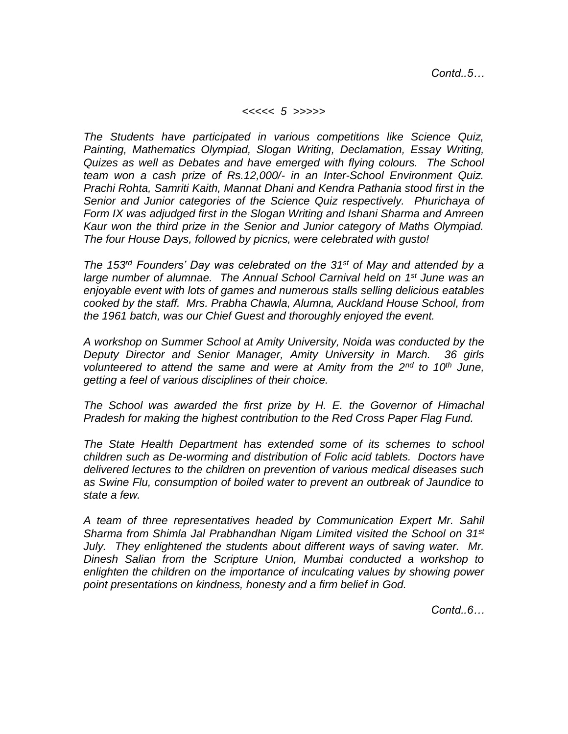*The Students have participated in various competitions like Science Quiz, Painting, Mathematics Olympiad, Slogan Writing, Declamation, Essay Writing, Quizes as well as Debates and have emerged with flying colours. The School team won a cash prize of Rs.12,000/- in an Inter-School Environment Quiz. Prachi Rohta, Samriti Kaith, Mannat Dhani and Kendra Pathania stood first in the Senior and Junior categories of the Science Quiz respectively. Phurichaya of Form IX was adjudged first in the Slogan Writing and Ishani Sharma and Amreen Kaur won the third prize in the Senior and Junior category of Maths Olympiad. The four House Days, followed by picnics, were celebrated with gusto!*

*The 153rd Founders' Day was celebrated on the 31st of May and attended by a large number of alumnae. The Annual School Carnival held on 1st June was an enjoyable event with lots of games and numerous stalls selling delicious eatables cooked by the staff. Mrs. Prabha Chawla, Alumna, Auckland House School, from the 1961 batch, was our Chief Guest and thoroughly enjoyed the event.*

*A workshop on Summer School at Amity University, Noida was conducted by the Deputy Director and Senior Manager, Amity University in March. 36 girls volunteered to attend the same and were at Amity from the 2nd to 10th June, getting a feel of various disciplines of their choice.*

*The School was awarded the first prize by H. E. the Governor of Himachal Pradesh for making the highest contribution to the Red Cross Paper Flag Fund.*

*The State Health Department has extended some of its schemes to school children such as De-worming and distribution of Folic acid tablets. Doctors have delivered lectures to the children on prevention of various medical diseases such as Swine Flu, consumption of boiled water to prevent an outbreak of Jaundice to state a few.*

*A team of three representatives headed by Communication Expert Mr. Sahil Sharma from Shimla Jal Prabhandhan Nigam Limited visited the School on 31st July. They enlightened the students about different ways of saving water. Mr. Dinesh Salian from the Scripture Union, Mumbai conducted a workshop to enlighten the children on the importance of inculcating values by showing power point presentations on kindness, honesty and a firm belief in God.*

*Contd..6…*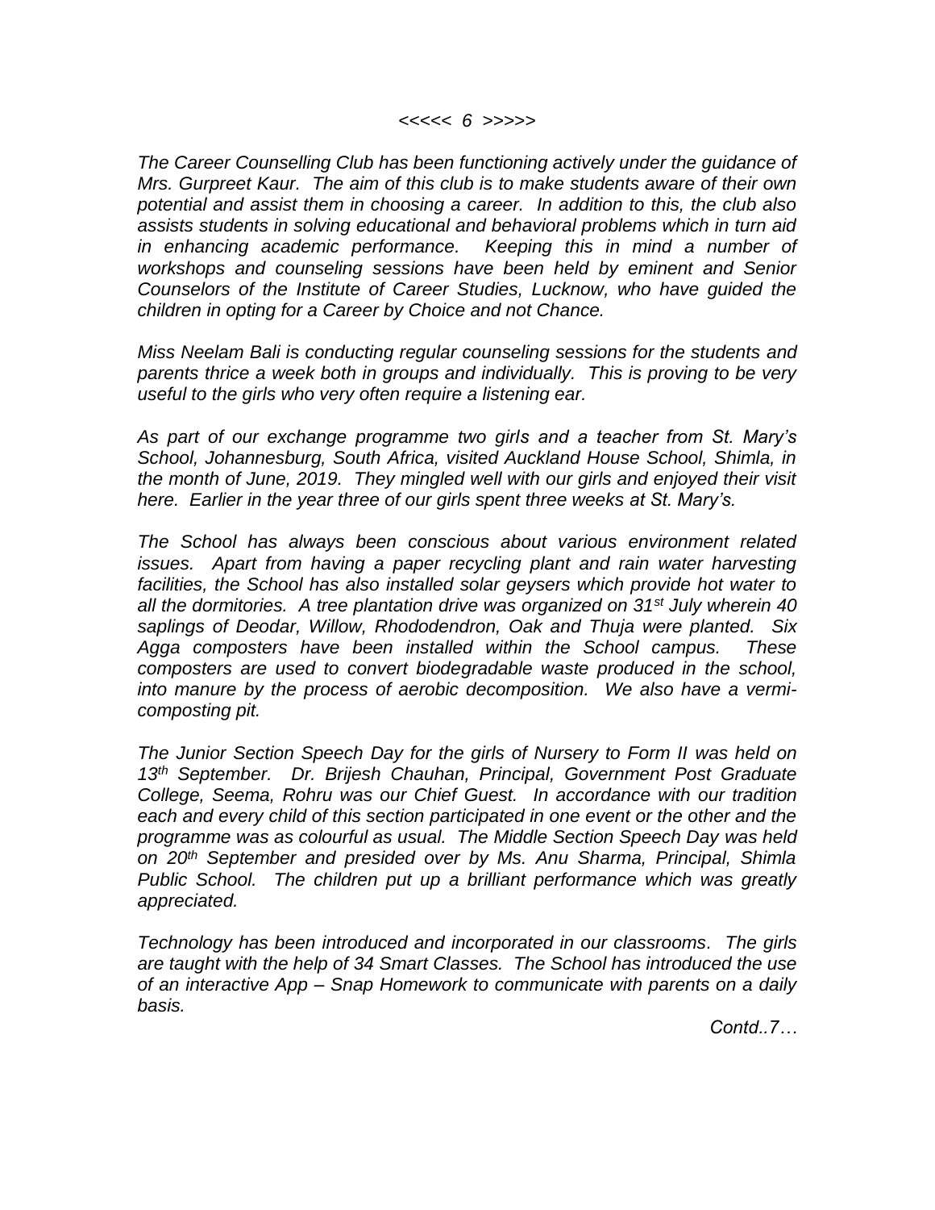*The Career Counselling Club has been functioning actively under the guidance of Mrs. Gurpreet Kaur. The aim of this club is to make students aware of their own potential and assist them in choosing a career. In addition to this, the club also assists students in solving educational and behavioral problems which in turn aid in enhancing academic performance. Keeping this in mind a number of workshops and counseling sessions have been held by eminent and Senior Counselors of the Institute of Career Studies, Lucknow, who have guided the children in opting for a Career by Choice and not Chance.*

*Miss Neelam Bali is conducting regular counseling sessions for the students and parents thrice a week both in groups and individually. This is proving to be very useful to the girls who very often require a listening ear.*

*As part of our exchange programme two girls and a teacher from St. Mary's School, Johannesburg, South Africa, visited Auckland House School, Shimla, in the month of June, 2019. They mingled well with our girls and enjoyed their visit here. Earlier in the year three of our girls spent three weeks at St. Mary's.*

*The School has always been conscious about various environment related issues. Apart from having a paper recycling plant and rain water harvesting facilities, the School has also installed solar geysers which provide hot water to all the dormitories. A tree plantation drive was organized on 31st July wherein 40 saplings of Deodar, Willow, Rhododendron, Oak and Thuja were planted. Six Agga composters have been installed within the School campus. These composters are used to convert biodegradable waste produced in the school, into manure by the process of aerobic decomposition. We also have a vermi-composting pit.*

*The Junior Section Speech Day for the girls of Nursery to Form II was held on 13th September. Dr. Brijesh Chauhan, Principal, Government Post Graduate College, Seema, Rohru was our Chief Guest. In accordance with our tradition each and every child of this section participated in one event or the other and the programme was as colourful as usual. The Middle Section Speech Day was held on 20th September and presided over by Ms. Anu Sharma, Principal, Shimla Public School. The children put up a brilliant performance which was greatly appreciated.*

*Technology has been introduced and incorporated in our classrooms. The girls are taught with the help of 34 Smart Classes. The School has introduced the use of an interactive App – Snap Homework to communicate with parents on a daily basis.*

*Contd..7…*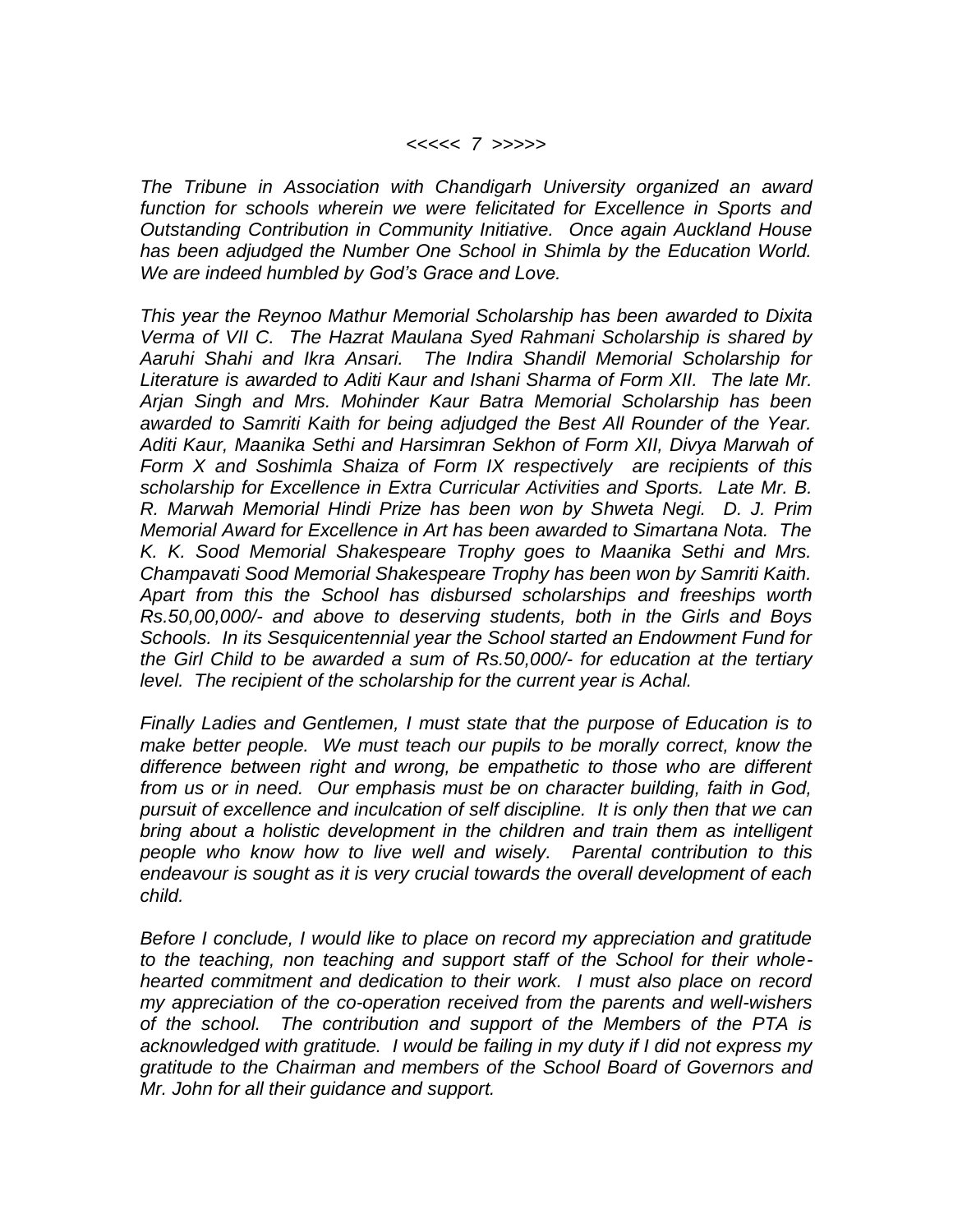*The Tribune in Association with Chandigarh University organized an award function for schools wherein we were felicitated for Excellence in Sports and Outstanding Contribution in Community Initiative. Once again Auckland House has been adjudged the Number One School in Shimla by the Education World. We are indeed humbled by God's Grace and Love.*

*This year the Reynoo Mathur Memorial Scholarship has been awarded to Dixita Verma of VII C. The Hazrat Maulana Syed Rahmani Scholarship is shared by Aaruhi Shahi and Ikra Ansari. The Indira Shandil Memorial Scholarship for Literature is awarded to Aditi Kaur and Ishani Sharma of Form XII. The late Mr. Arjan Singh and Mrs. Mohinder Kaur Batra Memorial Scholarship has been awarded to Samriti Kaith for being adjudged the Best All Rounder of the Year. Aditi Kaur, Maanika Sethi and Harsimran Sekhon of Form XII, Divya Marwah of Form X and Soshimla Shaiza of Form IX respectively are recipients of this scholarship for Excellence in Extra Curricular Activities and Sports. Late Mr. B. R. Marwah Memorial Hindi Prize has been won by Shweta Negi. D. J. Prim Memorial Award for Excellence in Art has been awarded to Simartana Nota. The K. K. Sood Memorial Shakespeare Trophy goes to Maanika Sethi and Mrs. Champavati Sood Memorial Shakespeare Trophy has been won by Samriti Kaith. Apart from this the School has disbursed scholarships and freeships worth Rs.50,00,000/- and above to deserving students, both in the Girls and Boys Schools. In its Sesquicentennial year the School started an Endowment Fund for the Girl Child to be awarded a sum of Rs.50,000/- for education at the tertiary level. The recipient of the scholarship for the current year is Achal.*

*Finally Ladies and Gentlemen, I must state that the purpose of Education is to make better people. We must teach our pupils to be morally correct, know the difference between right and wrong, be empathetic to those who are different from us or in need. Our emphasis must be on character building, faith in God, pursuit of excellence and inculcation of self discipline. It is only then that we can bring about a holistic development in the children and train them as intelligent people who know how to live well and wisely. Parental contribution to this endeavour is sought as it is very crucial towards the overall development of each child.*

*Before I conclude, I would like to place on record my appreciation and gratitude to the teaching, non teaching and support staff of the School for their whole-hearted commitment and dedication to their work. I must also place on record my appreciation of the co-operation received from the parents and well-wishers of the school. The contribution and support of the Members of the PTA is acknowledged with gratitude. I would be failing in my duty if I did not express my gratitude to the Chairman and members of the School Board of Governors and Mr. John for all their guidance and support.*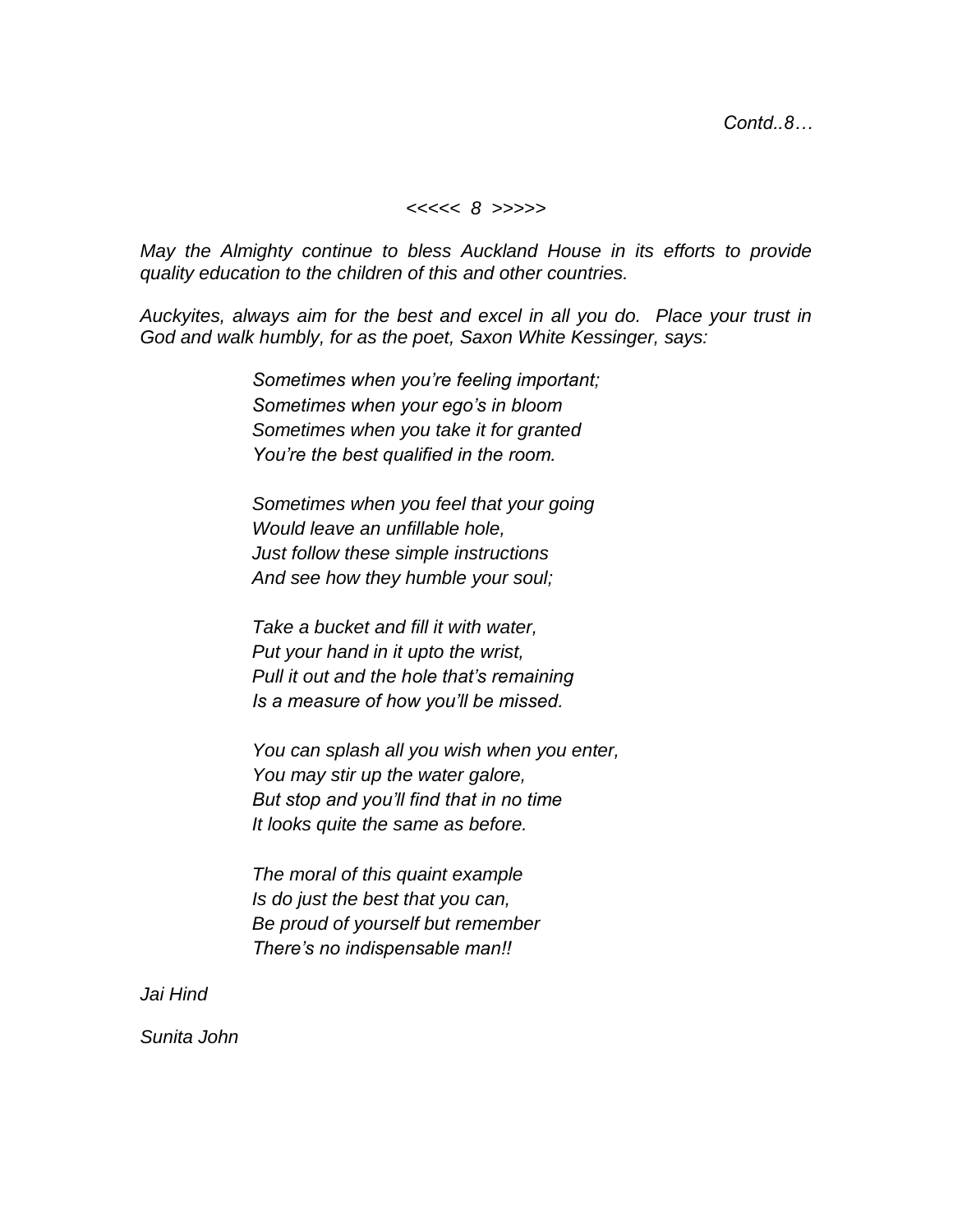*May the Almighty continue to bless Auckland House in its efforts to provide quality education to the children of this and other countries.*

*Auckyites, always aim for the best and excel in all you do. Place your trust in God and walk humbly, for as the poet, Saxon White Kessinger, says:*

> *Sometimes when you're feeling important;*
> *Sometimes when your ego's in bloom*
> *Sometimes when you take it for granted*
> *You're the best qualified in the room.*
>
> *Sometimes when you feel that your going*
> *Would leave an unfillable hole,*
> *Just follow these simple instructions*
> *And see how they humble your soul;*
>
> *Take a bucket and fill it with water,*
> *Put your hand in it upto the wrist,*
> *Pull it out and the hole that's remaining*
> *Is a measure of how you'll be missed.*
>
> *You can splash all you wish when you enter,*
> *You may stir up the water galore,*
> *But stop and you'll find that in no time*
> *It looks quite the same as before.*
>
> *The moral of this quaint example*
> *Is do just the best that you can,*
> *Be proud of yourself but remember*
> *There's no indispensable man!!*

*Jai Hind*

*Sunita John*